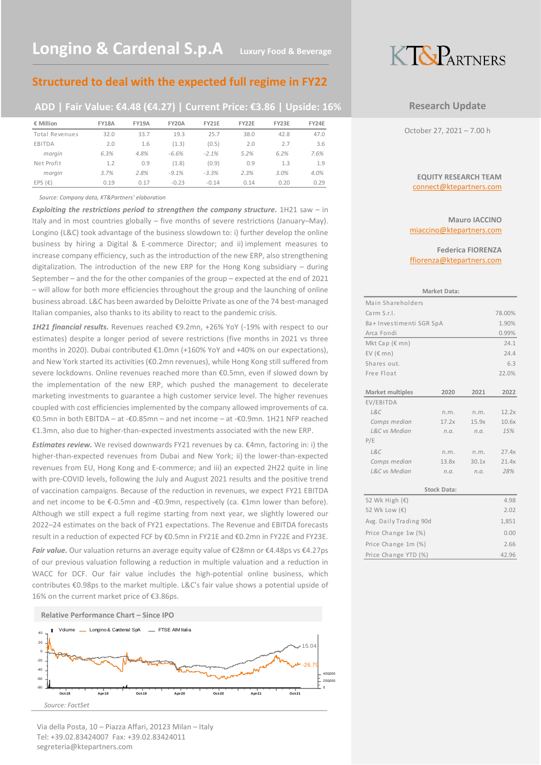# Longino & Cardenal S.p.A

Luxury Food & Beverage

## Structured to deal with the expected full regime in FY22

### ADD | Fair Value: €4.48 (€4.27) | Current Price: €3.86 | Upside: 16%

| € Million | FY18A | FY19A | FY20A | FY21E | FY22E | FY23E | FY24E |
|---|---|---|---|---|---|---|---|
| Total Revenues | 32.0 | 33.7 | 19.3 | 25.7 | 38.0 | 42.8 | 47.0 |
| EBITDA | 2.0 | 1.6 | (1.3) | (0.5) | 2.0 | 2.7 | 3.6 |
| *margin* | *6.3%* | *4.8%* | *-6.6%* | *-2.1%* | *5.2%* | *6.2%* | *7.6%* |
| Net Profit | 1.2 | 0.9 | (1.8) | (0.9) | 0.9 | 1.3 | 1.9 |
| *margin* | *3.7%* | *2.8%* | *-9.1%* | *-3.3%* | *2.3%* | *3.0%* | *4.0%* |
| EPS (€) | 0.19 | 0.17 | -0.23 | -0.14 | 0.14 | 0.20 | 0.29 |

*Source: Company data, KT&Partners' elaboration*

***Exploiting the restrictions period to strengthen the company structure.*** 1H21 saw – in Italy and in most countries globally – five months of severe restrictions (January–May). Longino (L&C) took advantage of the business slowdown to: i) further develop the online business by hiring a Digital & E-commerce Director; and ii) implement measures to increase company efficiency, such as the introduction of the new ERP, also strengthening digitalization. The introduction of the new ERP for the Hong Kong subsidiary – during September – and the for the other companies of the group – expected at the end of 2021 – will allow for both more efficiencies throughout the group and the launching of online business abroad. L&C has been awarded by Deloitte Private as one of the 74 best-managed Italian companies, also thanks to its ability to react to the pandemic crisis.

***1H21 financial results.*** Revenues reached €9.2mn, +26% YoY (-19% with respect to our estimates) despite a longer period of severe restrictions (five months in 2021 vs three months in 2020). Dubai contributed €1.0mn (+160% YoY and +40% on our expectations), and New York started its activities (€0.2mn revenues), while Hong Kong still suffered from severe lockdowns. Online revenues reached more than €0.5mn, even if slowed down by the implementation of the new ERP, which pushed the management to decelerate marketing investments to guarantee a high customer service level. The higher revenues coupled with cost efficiencies implemented by the company allowed improvements of ca. €0.5mn in both EBITDA – at -€0.85mn – and net income – at -€0.9mn. 1H21 NFP reached €1.3mn, also due to higher-than-expected investments associated with the new ERP.

***Estimates review.*** We revised downwards FY21 revenues by ca. €4mn, factoring in: i) the higher-than-expected revenues from Dubai and New York; ii) the lower-than-expected revenues from EU, Hong Kong and E-commerce; and iii) an expected 2H22 quite in line with pre-COVID levels, following the July and August 2021 results and the positive trend of vaccination campaigns. Because of the reduction in revenues, we expect FY21 EBITDA and net income to be €-0.5mn and -€0.9mn, respectively (ca. €1mn lower than before). Although we still expect a full regime starting from next year, we slightly lowered our 2022–24 estimates on the back of FY21 expectations. The Revenue and EBITDA forecasts result in a reduction of expected FCF by €0.5mn in FY21E and €0.2mn in FY22E and FY23E.

***Fair value.*** Our valuation returns an average equity value of €28mn or €4.48ps vs €4.27ps of our previous valuation following a reduction in multiple valuation and a reduction in WACC for DCF. Our fair value includes the high-potential online business, which contributes €0.98ps to the market multiple. L&C's fair value shows a potential upside of 16% on the current market price of €3.86ps.

**Relative Performance Chart – Since IPO**

*Source: FactSet*

Via della Posta, 10 – Piazza Affari, 20123 Milan – Italy
Tel: +39.02.83424007 Fax: +39.02.83424011
segreteria@ktepartners.com

KT&PARTNERS

**Research Update**

October 27, 2021 – 7.00 h

**EQUITY RESEARCH TEAM**
connect@ktepartners.com

**Mauro IACCINO**
miaccino@ktepartners.com

**Federica FIORENZA**
ffiorenza@ktepartners.com

**Market Data:**

| Main Shareholders | |
|---|---|
| Carm S.r.l. | 78.00% |
| 8a+ Investimenti SGR SpA | 1.90% |
| Arca Fondi | 0.99% |
| Mkt Cap (€ mn) | 24.1 |
| EV (€ mn) | 24.4 |
| Shares out. | 6.3 |
| Free Float | 22.0% |

| Market multiples | 2020 | 2021 | 2022 |
|---|---|---|---|
| EV/EBITDA | | | |
| *L&C* | n.m. | n.m. | 12.2x |
| *Comps median* | 17.2x | 15.9x | 10.6x |
| *L&C vs Median* | *n.a.* | *n.a.* | *15%* |
| P/E | | | |
| *L&C* | n.m. | n.m. | 27.4x |
| *Comps median* | 13.8x | 30.1x | 21.4x |
| *L&C vs Median* | *n.a.* | *n.a.* | *28%* |

**Stock Data:**

| | |
|---|---|
| 52 Wk High (€) | 4.98 |
| 52 Wk Low (€) | 2.02 |
| Avg. Daily Trading 90d | 1,851 |
| Price Change 1w (%) | 0.00 |
| Price Change 1m (%) | 2.66 |
| Price Change YTD (%) | 42.96 |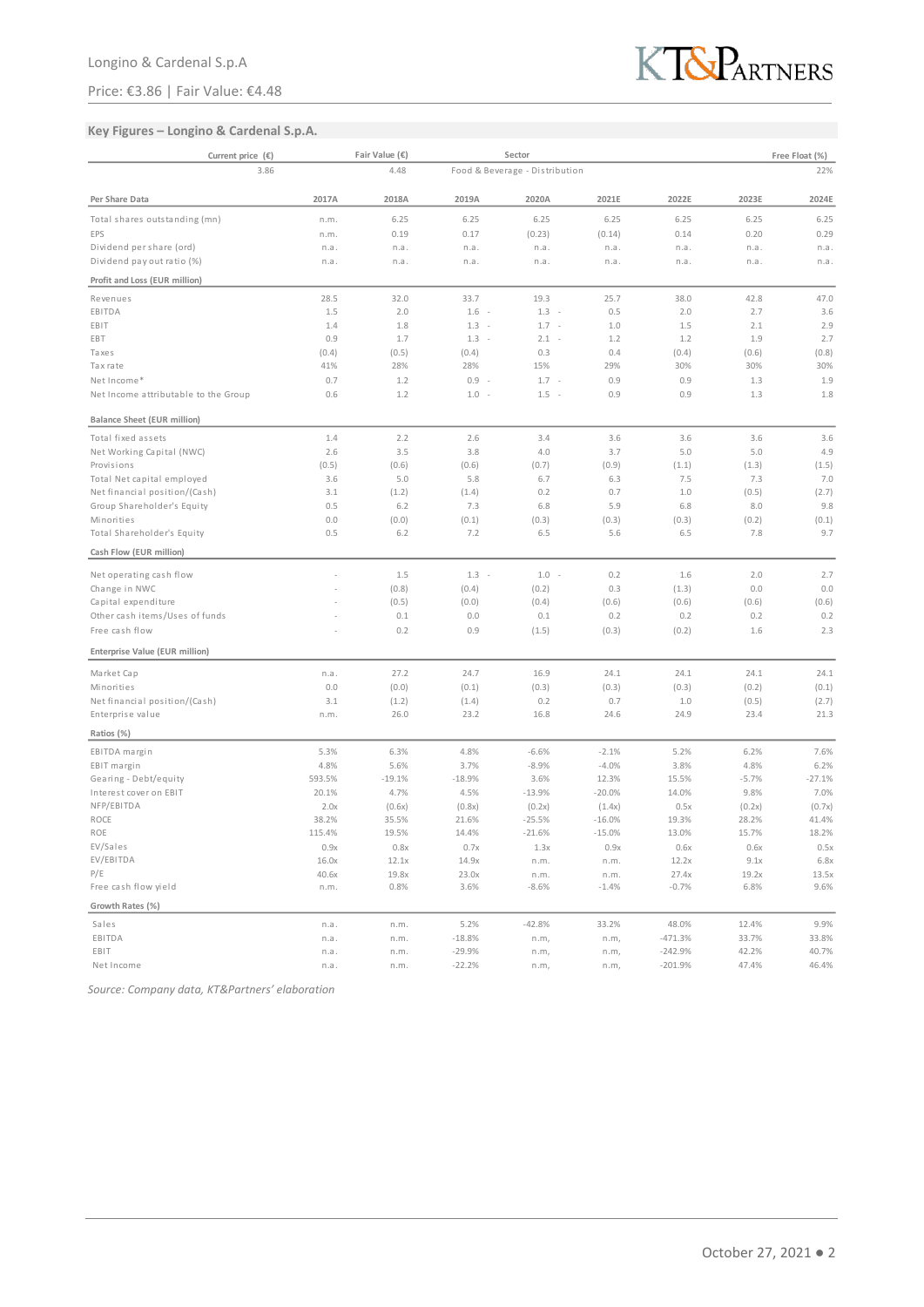## Key Figures – Longino & Cardenal S.p.A.

| Current price (€) | Fair Value (€) | Sector | Free Float (%) |
|---|---|---|---|
| 3.86 | 4.48 | Food & Beverage - Distribution | 22% |

| Per Share Data | 2017A | 2018A | 2019A | 2020A | 2021E | 2022E | 2023E | 2024E |
|---|---|---|---|---|---|---|---|---|
| Total shares outstanding (mn) | n.m. | 6.25 | 6.25 | 6.25 | 6.25 | 6.25 | 6.25 | 6.25 |
| EPS | n.m. | 0.19 | 0.17 | (0.23) | (0.14) | 0.14 | 0.20 | 0.29 |
| Dividend per share (ord) | n.a. | n.a. | n.a. | n.a. | n.a. | n.a. | n.a. | n.a. |
| Dividend pay out ratio (%) | n.a. | n.a. | n.a. | n.a. | n.a. | n.a. | n.a. | n.a. |
| **Profit and Loss (EUR million)** | | | | | | | | |
| Revenues | 28.5 | 32.0 | 33.7 | 19.3 | 25.7 | 38.0 | 42.8 | 47.0 |
| EBITDA | 1.5 | 2.0 | 1.6 - | 1.3 - | 0.5 | 2.0 | 2.7 | 3.6 |
| EBIT | 1.4 | 1.8 | 1.3 - | 1.7 - | 1.0 | 1.5 | 2.1 | 2.9 |
| EBT | 0.9 | 1.7 | 1.3 - | 2.1 - | 1.2 | 1.2 | 1.9 | 2.7 |
| Taxes | (0.4) | (0.5) | (0.4) | 0.3 | 0.4 | (0.4) | (0.6) | (0.8) |
| Tax rate | 41% | 28% | 28% | 15% | 29% | 30% | 30% | 30% |
| Net Income* | 0.7 | 1.2 | 0.9 - | 1.7 - | 0.9 | 0.9 | 1.3 | 1.9 |
| Net Income attributable to the Group | 0.6 | 1.2 | 1.0 - | 1.5 - | 0.9 | 0.9 | 1.3 | 1.8 |
| **Balance Sheet (EUR million)** | | | | | | | | |
| Total fixed assets | 1.4 | 2.2 | 2.6 | 3.4 | 3.6 | 3.6 | 3.6 | 3.6 |
| Net Working Capital (NWC) | 2.6 | 3.5 | 3.8 | 4.0 | 3.7 | 5.0 | 5.0 | 4.9 |
| Provisions | (0.5) | (0.6) | (0.6) | (0.7) | (0.9) | (1.1) | (1.3) | (1.5) |
| Total Net capital employed | 3.6 | 5.0 | 5.8 | 6.7 | 6.3 | 7.5 | 7.3 | 7.0 |
| Net financial position/(Cash) | 3.1 | (1.2) | (1.4) | 0.2 | 0.7 | 1.0 | (0.5) | (2.7) |
| Group Shareholder's Equity | 0.5 | 6.2 | 7.3 | 6.8 | 5.9 | 6.8 | 8.0 | 9.8 |
| Minorities | 0.0 | (0.0) | (0.1) | (0.3) | (0.3) | (0.3) | (0.2) | (0.1) |
| Total Shareholder's Equity | 0.5 | 6.2 | 7.2 | 6.5 | 5.6 | 6.5 | 7.8 | 9.7 |
| **Cash Flow (EUR million)** | | | | | | | | |
| Net operating cash flow | - | 1.5 | 1.3 - | 1.0 - | 0.2 | 1.6 | 2.0 | 2.7 |
| Change in NWC | - | (0.8) | (0.4) | (0.2) | 0.3 | (1.3) | 0.0 | 0.0 |
| Capital expenditure | - | (0.5) | (0.0) | (0.4) | (0.6) | (0.6) | (0.6) | (0.6) |
| Other cash items/Uses of funds | - | 0.1 | 0.0 | 0.1 | 0.2 | 0.2 | 0.2 | 0.2 |
| Free cash flow | - | 0.2 | 0.9 | (1.5) | (0.3) | (0.2) | 1.6 | 2.3 |
| **Enterprise Value (EUR million)** | | | | | | | | |
| Market Cap | n.a. | 27.2 | 24.7 | 16.9 | 24.1 | 24.1 | 24.1 | 24.1 |
| Minorities | 0.0 | (0.0) | (0.1) | (0.3) | (0.3) | (0.3) | (0.2) | (0.1) |
| Net financial position/(Cash) | 3.1 | (1.2) | (1.4) | 0.2 | 0.7 | 1.0 | (0.5) | (2.7) |
| Enterprise value | n.m. | 26.0 | 23.2 | 16.8 | 24.6 | 24.9 | 23.4 | 21.3 |
| **Ratios (%)** | | | | | | | | |
| EBITDA margin | 5.3% | 6.3% | 4.8% | -6.6% | -2.1% | 5.2% | 6.2% | 7.6% |
| EBIT margin | 4.8% | 5.6% | 3.7% | -8.9% | -4.0% | 3.8% | 4.8% | 6.2% |
| Gearing - Debt/equity | 593.5% | -19.1% | -18.9% | 3.6% | 12.3% | 15.5% | -5.7% | -27.1% |
| Interest cover on EBIT | 20.1% | 4.7% | 4.5% | -13.9% | -20.0% | 14.0% | 9.8% | 7.0% |
| NFP/EBITDA | 2.0x | (0.6x) | (0.8x) | (0.2x) | (1.4x) | 0.5x | (0.2x) | (0.7x) |
| ROCE | 38.2% | 35.5% | 21.6% | -25.5% | -16.0% | 19.3% | 28.2% | 41.4% |
| ROE | 115.4% | 19.5% | 14.4% | -21.6% | -15.0% | 13.0% | 15.7% | 18.2% |
| EV/Sales | 0.9x | 0.8x | 0.7x | 1.3x | 0.9x | 0.6x | 0.6x | 0.5x |
| EV/EBITDA | 16.0x | 12.1x | 14.9x | n.m. | n.m. | 12.2x | 9.1x | 6.8x |
| P/E | 40.6x | 19.8x | 23.0x | n.m. | n.m. | 27.4x | 19.2x | 13.5x |
| Free cash flow yield | n.m. | 0.8% | 3.6% | -8.6% | -1.4% | -0.7% | 6.8% | 9.6% |
| **Growth Rates (%)** | | | | | | | | |
| Sales | n.a. | n.m. | 5.2% | -42.8% | 33.2% | 48.0% | 12.4% | 9.9% |
| EBITDA | n.a. | n.m. | -18.8% | n.m, | n.m, | -471.3% | 33.7% | 33.8% |
| EBIT | n.a. | n.m. | -29.9% | n.m, | n.m, | -242.9% | 42.2% | 40.7% |
| Net Income | n.a. | n.m. | -22.2% | n.m, | n.m, | -201.9% | 47.4% | 46.4% |

*Source: Company data, KT&Partners' elaboration*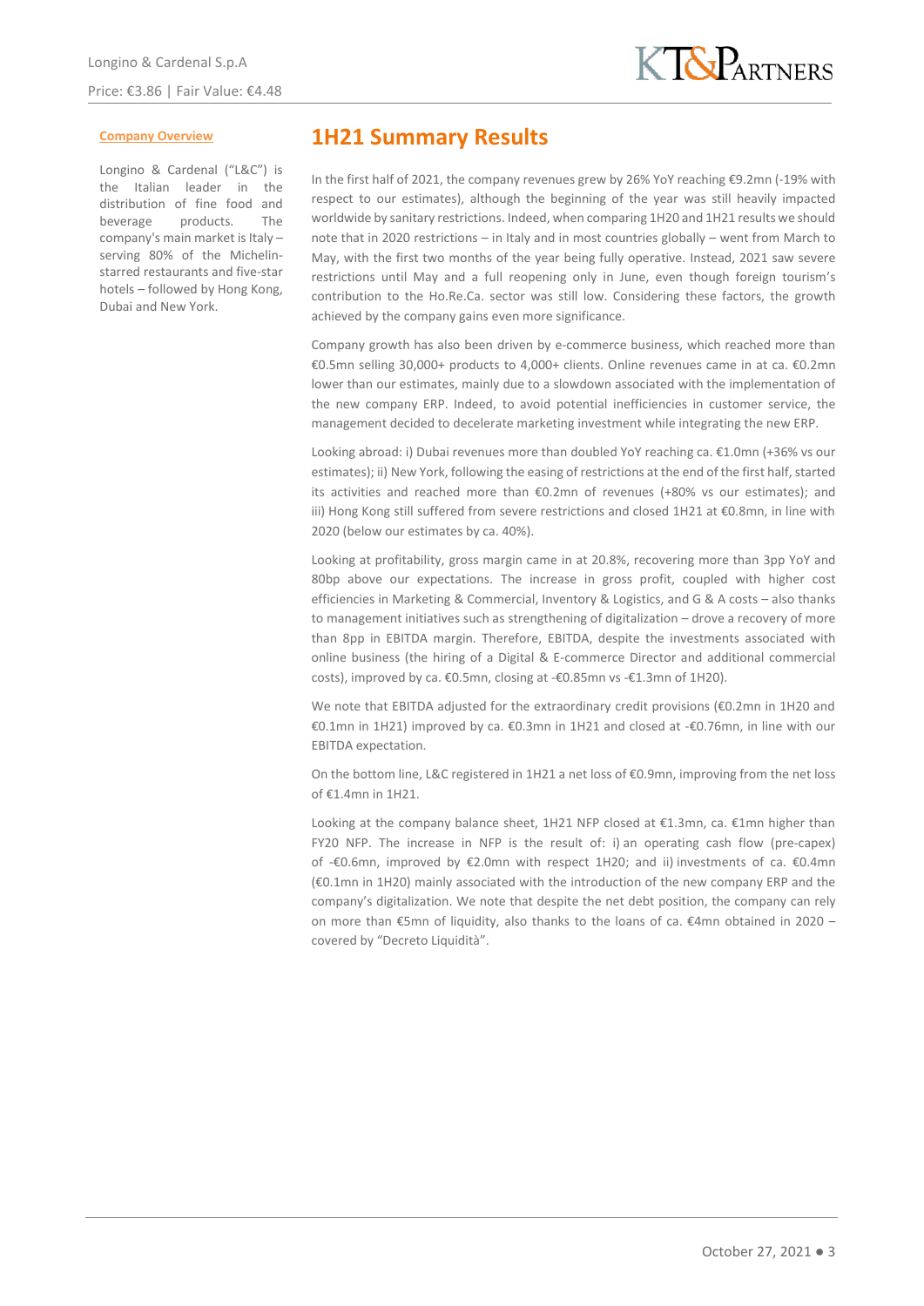**Company Overview**

Longino & Cardenal ("L&C") is the Italian leader in the distribution of fine food and beverage products. The company's main market is Italy – serving 80% of the Michelin-starred restaurants and five-star hotels – followed by Hong Kong, Dubai and New York.

## 1H21 Summary Results

In the first half of 2021, the company revenues grew by 26% YoY reaching €9.2mn (-19% with respect to our estimates), although the beginning of the year was still heavily impacted worldwide by sanitary restrictions. Indeed, when comparing 1H20 and 1H21 results we should note that in 2020 restrictions – in Italy and in most countries globally – went from March to May, with the first two months of the year being fully operative. Instead, 2021 saw severe restrictions until May and a full reopening only in June, even though foreign tourism's contribution to the Ho.Re.Ca. sector was still low. Considering these factors, the growth achieved by the company gains even more significance.

Company growth has also been driven by e-commerce business, which reached more than €0.5mn selling 30,000+ products to 4,000+ clients. Online revenues came in at ca. €0.2mn lower than our estimates, mainly due to a slowdown associated with the implementation of the new company ERP. Indeed, to avoid potential inefficiencies in customer service, the management decided to decelerate marketing investment while integrating the new ERP.

Looking abroad: i) Dubai revenues more than doubled YoY reaching ca. €1.0mn (+36% vs our estimates); ii) New York, following the easing of restrictions at the end of the first half, started its activities and reached more than €0.2mn of revenues (+80% vs our estimates); and iii) Hong Kong still suffered from severe restrictions and closed 1H21 at €0.8mn, in line with 2020 (below our estimates by ca. 40%).

Looking at profitability, gross margin came in at 20.8%, recovering more than 3pp YoY and 80bp above our expectations. The increase in gross profit, coupled with higher cost efficiencies in Marketing & Commercial, Inventory & Logistics, and G & A costs – also thanks to management initiatives such as strengthening of digitalization – drove a recovery of more than 8pp in EBITDA margin. Therefore, EBITDA, despite the investments associated with online business (the hiring of a Digital & E-commerce Director and additional commercial costs), improved by ca. €0.5mn, closing at -€0.85mn vs -€1.3mn of 1H20).

We note that EBITDA adjusted for the extraordinary credit provisions (€0.2mn in 1H20 and €0.1mn in 1H21) improved by ca. €0.3mn in 1H21 and closed at -€0.76mn, in line with our EBITDA expectation.

On the bottom line, L&C registered in 1H21 a net loss of €0.9mn, improving from the net loss of €1.4mn in 1H21.

Looking at the company balance sheet, 1H21 NFP closed at €1.3mn, ca. €1mn higher than FY20 NFP. The increase in NFP is the result of: i) an operating cash flow (pre-capex) of -€0.6mn, improved by €2.0mn with respect 1H20; and ii) investments of ca. €0.4mn (€0.1mn in 1H20) mainly associated with the introduction of the new company ERP and the company's digitalization. We note that despite the net debt position, the company can rely on more than €5mn of liquidity, also thanks to the loans of ca. €4mn obtained in 2020 – covered by "Decreto Liquidità".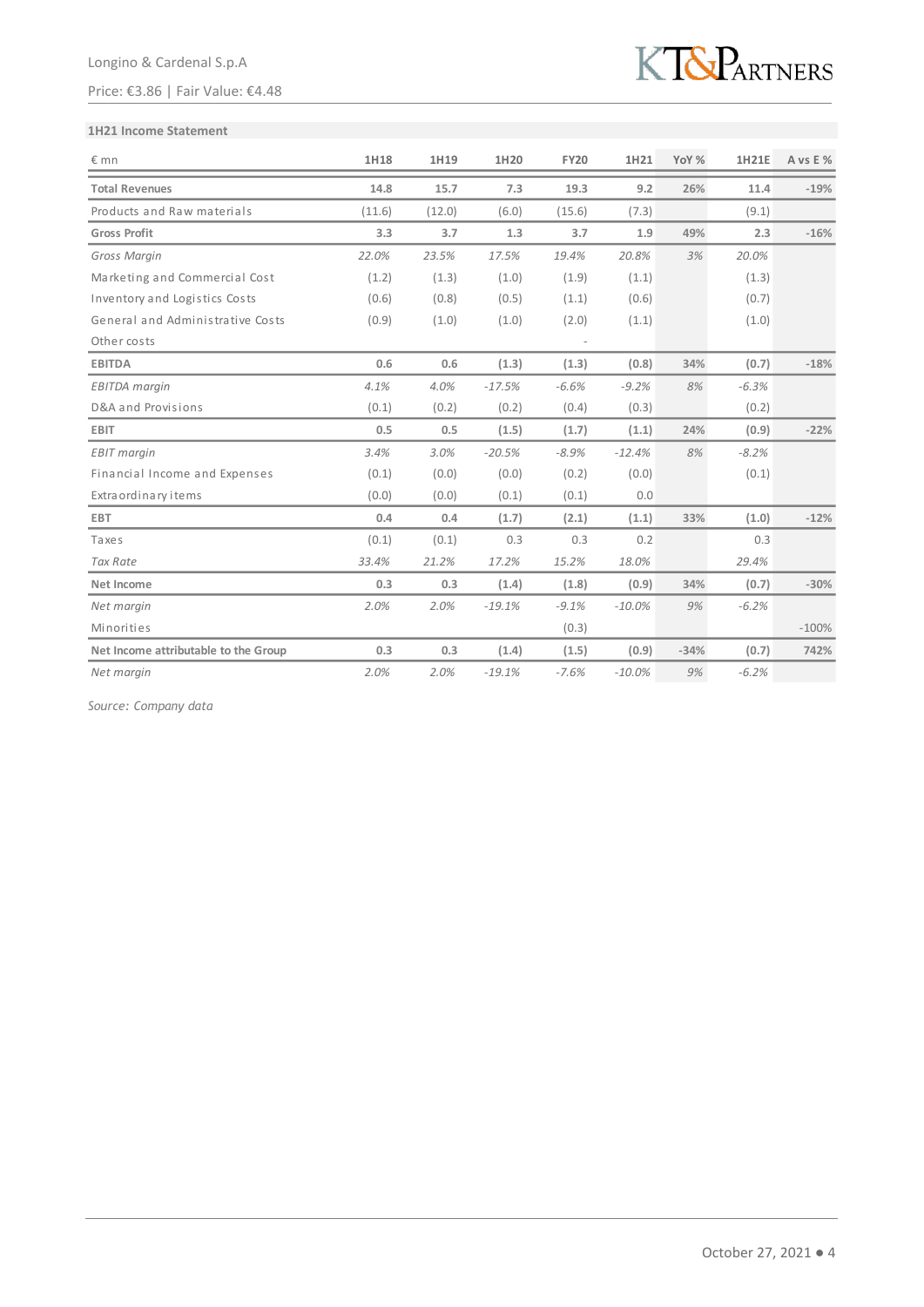**1H21 Income Statement**

| € mn | 1H18 | 1H19 | 1H20 | FY20 | 1H21 | YoY % | 1H21E | A vs E % |
|---|---|---|---|---|---|---|---|---|
| **Total Revenues** | **14.8** | **15.7** | **7.3** | **19.3** | **9.2** | **26%** | **11.4** | **-19%** |
| Products and Raw materials | (11.6) | (12.0) | (6.0) | (15.6) | (7.3) | | (9.1) | |
| **Gross Profit** | **3.3** | **3.7** | **1.3** | **3.7** | **1.9** | **49%** | **2.3** | **-16%** |
| *Gross Margin* | *22.0%* | *23.5%* | *17.5%* | *19.4%* | *20.8%* | *3%* | *20.0%* | |
| Marketing and Commercial Cost | (1.2) | (1.3) | (1.0) | (1.9) | (1.1) | | (1.3) | |
| Inventory and Logistics Costs | (0.6) | (0.8) | (0.5) | (1.1) | (0.6) | | (0.7) | |
| General and Administrative Costs | (0.9) | (1.0) | (1.0) | (2.0) | (1.1) | | (1.0) | |
| Other costs | | | | - | | | | |
| **EBITDA** | **0.6** | **0.6** | **(1.3)** | **(1.3)** | **(0.8)** | **34%** | **(0.7)** | **-18%** |
| *EBITDA margin* | *4.1%* | *4.0%* | *-17.5%* | *-6.6%* | *-9.2%* | *8%* | *-6.3%* | |
| D&A and Provisions | (0.1) | (0.2) | (0.2) | (0.4) | (0.3) | | (0.2) | |
| **EBIT** | **0.5** | **0.5** | **(1.5)** | **(1.7)** | **(1.1)** | **24%** | **(0.9)** | **-22%** |
| *EBIT margin* | *3.4%* | *3.0%* | *-20.5%* | *-8.9%* | *-12.4%* | *8%* | *-8.2%* | |
| Financial Income and Expenses | (0.1) | (0.0) | (0.0) | (0.2) | (0.0) | | (0.1) | |
| Extraordinary items | (0.0) | (0.0) | (0.1) | (0.1) | 0.0 | | | |
| **EBT** | **0.4** | **0.4** | **(1.7)** | **(2.1)** | **(1.1)** | **33%** | **(1.0)** | **-12%** |
| Taxes | (0.1) | (0.1) | 0.3 | 0.3 | 0.2 | | 0.3 | |
| *Tax Rate* | *33.4%* | *21.2%* | *17.2%* | *15.2%* | *18.0%* | | *29.4%* | |
| **Net Income** | **0.3** | **0.3** | **(1.4)** | **(1.8)** | **(0.9)** | **34%** | **(0.7)** | **-30%** |
| *Net margin* | *2.0%* | *2.0%* | *-19.1%* | *-9.1%* | *-10.0%* | *9%* | *-6.2%* | |
| Minorities | | | | (0.3) | | | | -100% |
| **Net Income attributable to the Group** | **0.3** | **0.3** | **(1.4)** | **(1.5)** | **(0.9)** | **-34%** | **(0.7)** | **742%** |
| *Net margin* | *2.0%* | *2.0%* | *-19.1%* | *-7.6%* | *-10.0%* | *9%* | *-6.2%* | |

*Source: Company data*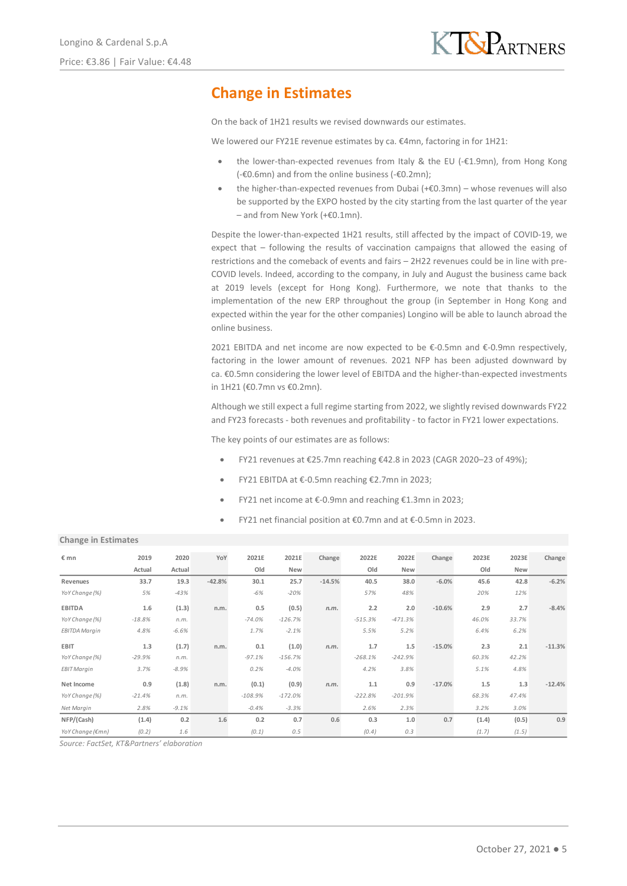## Change in Estimates

On the back of 1H21 results we revised downwards our estimates.

We lowered our FY21E revenue estimates by ca. €4mn, factoring in for 1H21:

- the lower-than-expected revenues from Italy & the EU (-€1.9mn), from Hong Kong (-€0.6mn) and from the online business (-€0.2mn);
- the higher-than-expected revenues from Dubai (+€0.3mn) – whose revenues will also be supported by the EXPO hosted by the city starting from the last quarter of the year – and from New York (+€0.1mn).

Despite the lower-than-expected 1H21 results, still affected by the impact of COVID-19, we expect that – following the results of vaccination campaigns that allowed the easing of restrictions and the comeback of events and fairs – 2H22 revenues could be in line with pre-COVID levels. Indeed, according to the company, in July and August the business came back at 2019 levels (except for Hong Kong). Furthermore, we note that thanks to the implementation of the new ERP throughout the group (in September in Hong Kong and expected within the year for the other companies) Longino will be able to launch abroad the online business.

2021 EBITDA and net income are now expected to be €-0.5mn and €-0.9mn respectively, factoring in the lower amount of revenues. 2021 NFP has been adjusted downward by ca. €0.5mn considering the lower level of EBITDA and the higher-than-expected investments in 1H21 (€0.7mn vs €0.2mn).

Although we still expect a full regime starting from 2022, we slightly revised downwards FY22 and FY23 forecasts - both revenues and profitability - to factor in FY21 lower expectations.

The key points of our estimates are as follows:

- FY21 revenues at €25.7mn reaching €42.8 in 2023 (CAGR 2020–23 of 49%);
- FY21 EBITDA at €-0.5mn reaching €2.7mn in 2023;
- FY21 net income at €-0.9mn and reaching €1.3mn in 2023;
- FY21 net financial position at €0.7mn and at €-0.5mn in 2023.

**Change in Estimates**

| € mn | 2019 | 2020 | YoY | 2021E | 2021E | Change | 2022E | 2022E | Change | 2023E | 2023E | Change |
|---|---|---|---|---|---|---|---|---|---|---|---|---|
| | Actual | Actual | | Old | New | | Old | New | | Old | New | |
| **Revenues** | 33.7 | 19.3 | -42.8% | 30.1 | 25.7 | -14.5% | 40.5 | 38.0 | -6.0% | 45.6 | 42.8 | -6.2% |
| *YoY Change (%)* | *5%* | *-43%* | | *-6%* | *-20%* | | *57%* | *48%* | | *20%* | *12%* | |
| **EBITDA** | 1.6 | (1.3) | n.m. | 0.5 | (0.5) | *n.m.* | 2.2 | 2.0 | -10.6% | 2.9 | 2.7 | -8.4% |
| *YoY Change (%)* | *-18.8%* | *n.m.* | | *-74.0%* | *-126.7%* | | *-515.3%* | *-471.3%* | | *46.0%* | *33.7%* | |
| *EBITDA Margin* | *4.8%* | *-6.6%* | | *1.7%* | *-2.1%* | | *5.5%* | *5.2%* | | *6.4%* | *6.2%* | |
| **EBIT** | 1.3 | (1.7) | n.m. | 0.1 | (1.0) | *n.m.* | 1.7 | 1.5 | -15.0% | 2.3 | 2.1 | -11.3% |
| *YoY Change (%)* | *-29.9%* | *n.m.* | | *-97.1%* | *-156.7%* | | *-268.1%* | *-242.9%* | | *60.3%* | *42.2%* | |
| *EBIT Margin* | *3.7%* | *-8.9%* | | *0.2%* | *-4.0%* | | *4.2%* | *3.8%* | | *5.1%* | *4.8%* | |
| **Net Income** | 0.9 | (1.8) | n.m. | (0.1) | (0.9) | *n.m.* | 1.1 | 0.9 | -17.0% | 1.5 | 1.3 | -12.4% |
| *YoY Change (%)* | *-21.4%* | *n.m.* | | *-108.9%* | *-172.0%* | | *-222.8%* | *-201.9%* | | *68.3%* | *47.4%* | |
| *Net Margin* | *2.8%* | *-9.1%* | | *-0.4%* | *-3.3%* | | *2.6%* | *2.3%* | | *3.2%* | *3.0%* | |
| **NFP/(Cash)** | (1.4) | 0.2 | 1.6 | 0.2 | 0.7 | 0.6 | 0.3 | 1.0 | 0.7 | (1.4) | (0.5) | 0.9 |
| *YoY Change (€mn)* | *(0.2)* | *1.6* | | *(0.1)* | *0.5* | | *(0.4)* | *0.3* | | *(1.7)* | *(1.5)* | |

*Source: FactSet, KT&Partners' elaboration*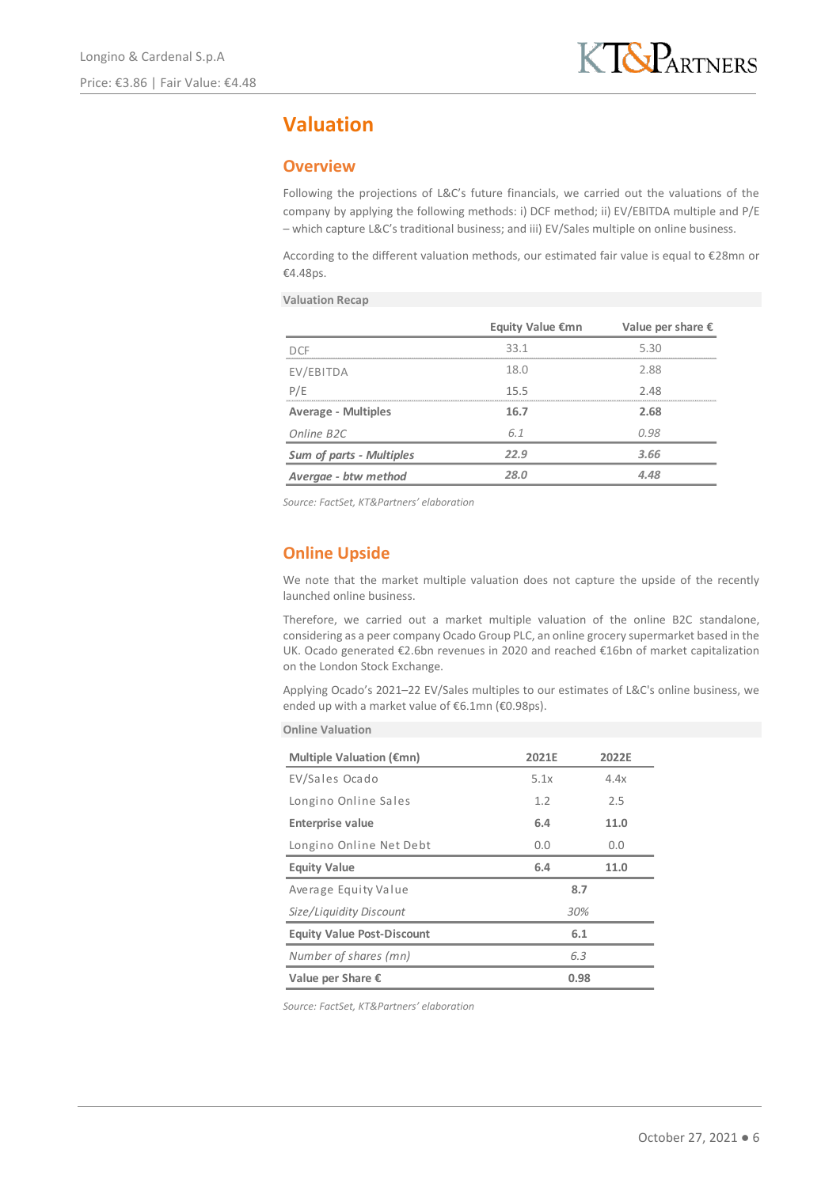# Valuation

## Overview

Following the projections of L&C's future financials, we carried out the valuations of the company by applying the following methods: i) DCF method; ii) EV/EBITDA multiple and P/E – which capture L&C's traditional business; and iii) EV/Sales multiple on online business.

According to the different valuation methods, our estimated fair value is equal to €28mn or €4.48ps.

**Valuation Recap**

| | Equity Value €mn | Value per share € |
|---|---|---|
| DCF | 33.1 | 5.30 |
| EV/EBITDA | 18.0 | 2.88 |
| P/E | 15.5 | 2.48 |
| **Average - Multiples** | **16.7** | **2.68** |
| *Online B2C* | *6.1* | *0.98* |
| ***Sum of parts - Multiples*** | ***22.9*** | ***3.66*** |
| ***Avergae - btw method*** | ***28.0*** | ***4.48*** |

*Source: FactSet, KT&Partners' elaboration*

## Online Upside

We note that the market multiple valuation does not capture the upside of the recently launched online business.

Therefore, we carried out a market multiple valuation of the online B2C standalone, considering as a peer company Ocado Group PLC, an online grocery supermarket based in the UK. Ocado generated €2.6bn revenues in 2020 and reached €16bn of market capitalization on the London Stock Exchange.

Applying Ocado's 2021–22 EV/Sales multiples to our estimates of L&C's online business, we ended up with a market value of €6.1mn (€0.98ps).

**Online Valuation**

| Multiple Valuation (€mn) | 2021E | 2022E |
|---|---|---|
| EV/Sales Ocado | 5.1x | 4.4x |
| Longino Online Sales | 1.2 | 2.5 |
| **Enterprise value** | **6.4** | **11.0** |
| Longino Online Net Debt | 0.0 | 0.0 |
| **Equity Value** | **6.4** | **11.0** |
| Average Equity Value | **8.7** | |
| *Size/Liquidity Discount* | *30%* | |
| **Equity Value Post-Discount** | **6.1** | |
| *Number of shares (mn)* | *6.3* | |
| **Value per Share €** | **0.98** | |

*Source: FactSet, KT&Partners' elaboration*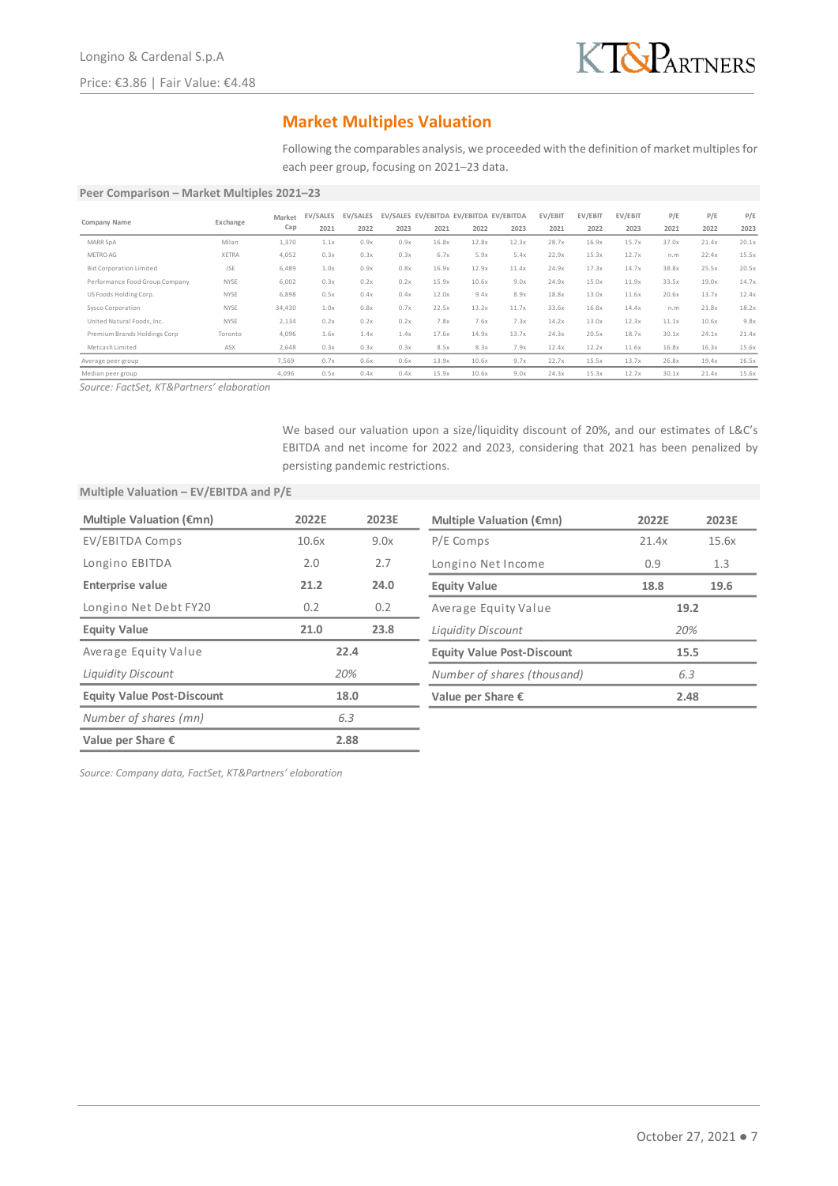## Market Multiples Valuation

Following the comparables analysis, we proceeded with the definition of market multiples for each peer group, focusing on 2021–23 data.

**Peer Comparison – Market Multiples 2021–23**

| Company Name | Exchange | Market Cap | EV/SALES 2021 | EV/SALES 2022 | EV/SALES 2023 | EV/EBITDA 2021 | EV/EBITDA 2022 | EV/EBITDA 2023 | EV/EBIT 2021 | EV/EBIT 2022 | EV/EBIT 2023 | P/E 2021 | P/E 2022 | P/E 2023 |
|---|---|---|---|---|---|---|---|---|---|---|---|---|---|---|
| MARR SpA | Milan | 1,370 | 1.1x | 0.9x | 0.9x | 16.8x | 12.8x | 12.3x | 28.7x | 16.9x | 15.7x | 37.0x | 21.4x | 20.1x |
| METRO AG | XETRA | 4,052 | 0.3x | 0.3x | 0.3x | 6.7x | 5.9x | 5.4x | 22.9x | 15.3x | 12.7x | n.m | 22.4x | 15.5x |
| Bid Corporation Limited | JSE | 6,489 | 1.0x | 0.9x | 0.8x | 16.9x | 12.9x | 11.4x | 24.9x | 17.3x | 14.7x | 38.8x | 25.5x | 20.5x |
| Performance Food Group Company | NYSE | 6,002 | 0.3x | 0.2x | 0.2x | 15.9x | 10.6x | 9.0x | 24.9x | 15.0x | 11.9x | 33.5x | 19.0x | 14.7x |
| US Foods Holding Corp. | NYSE | 6,898 | 0.5x | 0.4x | 0.4x | 12.0x | 9.4x | 8.9x | 18.8x | 13.0x | 11.6x | 20.6x | 13.7x | 12.4x |
| Sysco Corporation | NYSE | 34,430 | 1.0x | 0.8x | 0.7x | 22.5x | 13.2x | 11.7x | 33.6x | 16.8x | 14.4x | n.m | 21.8x | 18.2x |
| United Natural Foods, Inc. | NYSE | 2,134 | 0.2x | 0.2x | 0.2x | 7.8x | 7.6x | 7.3x | 14.2x | 13.0x | 12.3x | 11.1x | 10.6x | 9.8x |
| Premium Brands Holdings Corp | Toronto | 4,096 | 1.6x | 1.4x | 1.4x | 17.6x | 14.9x | 13.7x | 24.3x | 20.5x | 18.7x | 30.1x | 24.1x | 21.4x |
| Metcash Limited | ASX | 2,648 | 0.3x | 0.3x | 0.3x | 8.5x | 8.3x | 7.9x | 12.4x | 12.2x | 11.6x | 16.8x | 16.3x | 15.6x |
| Average peer group | | 7,569 | 0.7x | 0.6x | 0.6x | 13.9x | 10.6x | 9.7x | 22.7x | 15.5x | 13.7x | 26.8x | 19.4x | 16.5x |
| Median peer group | | 4,096 | 0.5x | 0.4x | 0.4x | 15.9x | 10.6x | 9.0x | 24.3x | 15.3x | 12.7x | 30.1x | 21.4x | 15.6x |

*Source: FactSet, KT&Partners' elaboration*

We based our valuation upon a size/liquidity discount of 20%, and our estimates of L&C's EBITDA and net income for 2022 and 2023, considering that 2021 has been penalized by persisting pandemic restrictions.

**Multiple Valuation – EV/EBITDA and P/E**

| Multiple Valuation (€mn) | 2022E | 2023E |
|---|---|---|
| EV/EBITDA Comps | 10.6x | 9.0x |
| Longino EBITDA | 2.0 | 2.7 |
| **Enterprise value** | **21.2** | **24.0** |
| Longino Net Debt FY20 | 0.2 | 0.2 |
| **Equity Value** | **21.0** | **23.8** |
| Average Equity Value | 22.4 | |
| *Liquidity Discount* | *20%* | |
| **Equity Value Post-Discount** | **18.0** | |
| *Number of shares (mn)* | *6.3* | |
| **Value per Share €** | **2.88** | |

| Multiple Valuation (€mn) | 2022E | 2023E |
|---|---|---|
| P/E Comps | 21.4x | 15.6x |
| Longino Net Income | 0.9 | 1.3 |
| **Equity Value** | **18.8** | **19.6** |
| Average Equity Value | 19.2 | |
| *Liquidity Discount* | *20%* | |
| **Equity Value Post-Discount** | **15.5** | |
| *Number of shares (thousand)* | *6.3* | |
| **Value per Share €** | **2.48** | |

*Source: Company data, FactSet, KT&Partners' elaboration*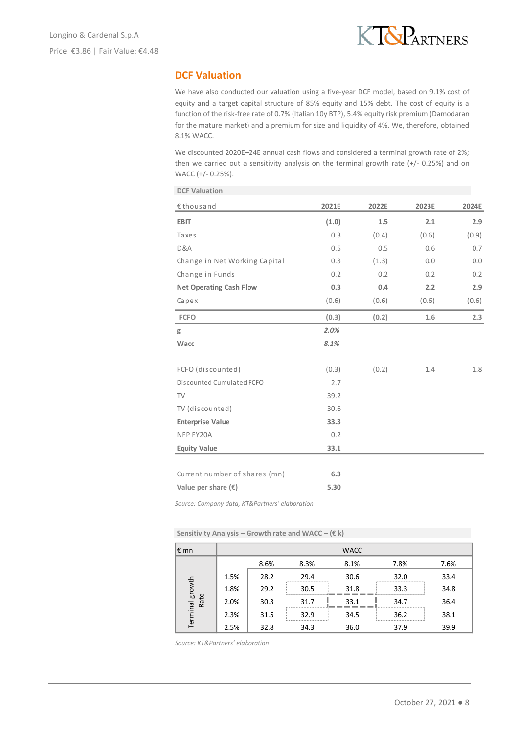## DCF Valuation

We have also conducted our valuation using a five-year DCF model, based on 9.1% cost of equity and a target capital structure of 85% equity and 15% debt. The cost of equity is a function of the risk-free rate of 0.7% (Italian 10y BTP), 5.4% equity risk premium (Damodaran for the mature market) and a premium for size and liquidity of 4%. We, therefore, obtained 8.1% WACC.

We discounted 2020E–24E annual cash flows and considered a terminal growth rate of 2%; then we carried out a sensitivity analysis on the terminal growth rate (+/- 0.25%) and on WACC (+/- 0.25%).

**DCF Valuation**

| € thousand | 2021E | 2022E | 2023E | 2024E |
|---|---|---|---|---|
| **EBIT** | **(1.0)** | **1.5** | **2.1** | **2.9** |
| Taxes | 0.3 | (0.4) | (0.6) | (0.9) |
| D&A | 0.5 | 0.5 | 0.6 | 0.7 |
| Change in Net Working Capital | 0.3 | (1.3) | 0.0 | 0.0 |
| Change in Funds | 0.2 | 0.2 | 0.2 | 0.2 |
| **Net Operating Cash Flow** | **0.3** | **0.4** | **2.2** | **2.9** |
| Capex | (0.6) | (0.6) | (0.6) | (0.6) |
| **FCFO** | **(0.3)** | **(0.2)** | **1.6** | **2.3** |
| **g** | ***2.0%*** | | | |
| **Wacc** | ***8.1%*** | | | |
| | | | | |
| FCFO (discounted) | (0.3) | (0.2) | 1.4 | 1.8 |
| Discounted Cumulated FCFO | 2.7 | | | |
| TV | 39.2 | | | |
| TV (discounted) | 30.6 | | | |
| **Enterprise Value** | **33.3** | | | |
| NFP FY20A | 0.2 | | | |
| **Equity Value** | **33.1** | | | |
| | | | | |
| Current number of shares (mn) | **6.3** | | | |
| **Value per share (€)** | **5.30** | | | |

*Source: Company data, KT&Partners' elaboration*

**Sensitivity Analysis – Growth rate and WACC – (€ k)**

| € mn | | WACC | | | | |
|---|---|---|---|---|---|---|
| | | 8.6% | 8.3% | 8.1% | 7.8% | 7.6% |
| Terminal growth Rate | 1.5% | 28.2 | 29.4 | 30.6 | 32.0 | 33.4 |
| | 1.8% | 29.2 | 30.5 | 31.8 | 33.3 | 34.8 |
| | 2.0% | 30.3 | 31.7 | 33.1 | 34.7 | 36.4 |
| | 2.3% | 31.5 | 32.9 | 34.5 | 36.2 | 38.1 |
| | 2.5% | 32.8 | 34.3 | 36.0 | 37.9 | 39.9 |

*Source: KT&Partners' elaboration*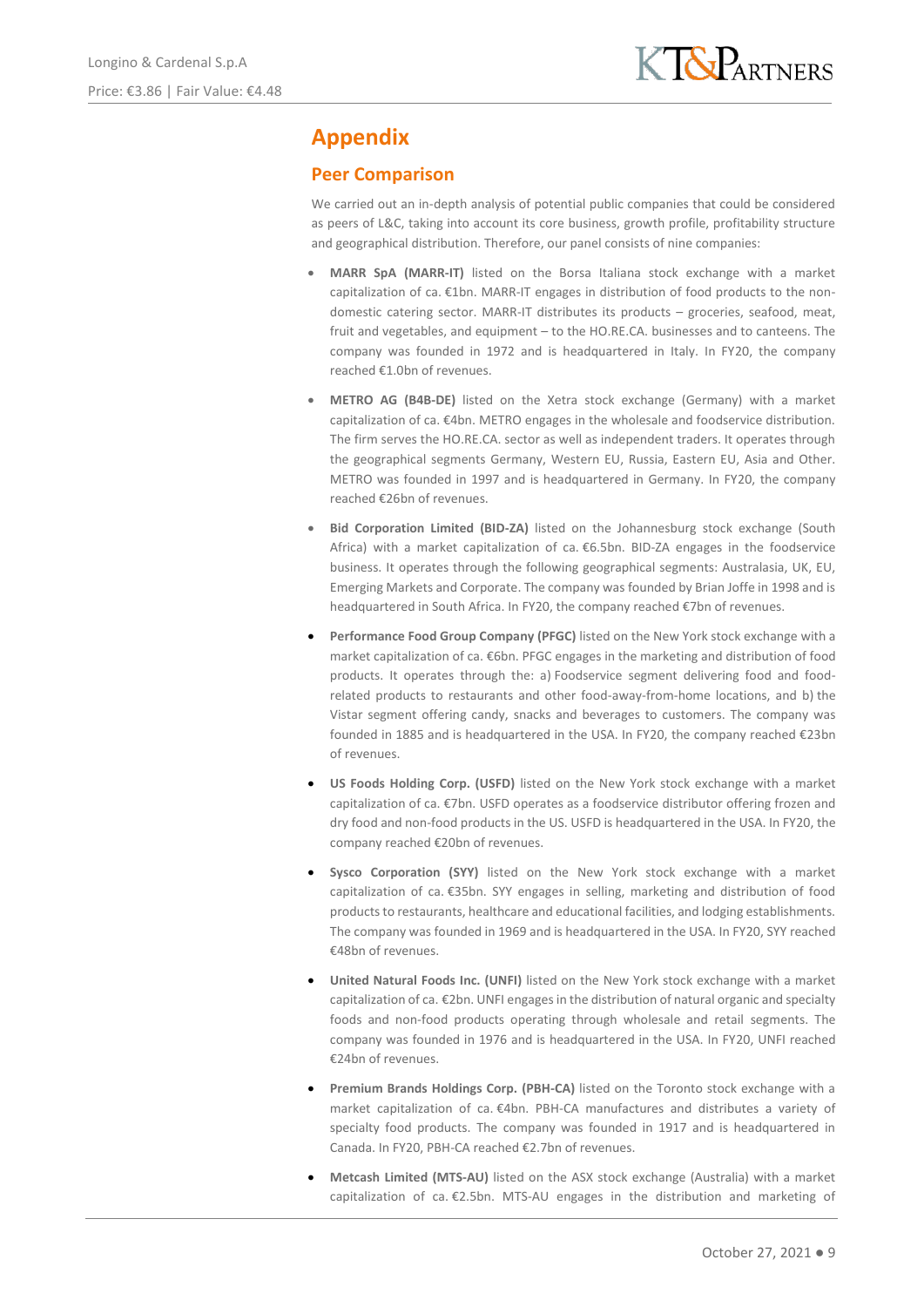# Appendix

## Peer Comparison

We carried out an in-depth analysis of potential public companies that could be considered as peers of L&C, taking into account its core business, growth profile, profitability structure and geographical distribution. Therefore, our panel consists of nine companies:

- **MARR SpA (MARR-IT)** listed on the Borsa Italiana stock exchange with a market capitalization of ca. €1bn. MARR-IT engages in distribution of food products to the non-domestic catering sector. MARR-IT distributes its products – groceries, seafood, meat, fruit and vegetables, and equipment – to the HO.RE.CA. businesses and to canteens. The company was founded in 1972 and is headquartered in Italy. In FY20, the company reached €1.0bn of revenues.
- **METRO AG (B4B-DE)** listed on the Xetra stock exchange (Germany) with a market capitalization of ca. €4bn. METRO engages in the wholesale and foodservice distribution. The firm serves the HO.RE.CA. sector as well as independent traders. It operates through the geographical segments Germany, Western EU, Russia, Eastern EU, Asia and Other. METRO was founded in 1997 and is headquartered in Germany. In FY20, the company reached €26bn of revenues.
- **Bid Corporation Limited (BID-ZA)** listed on the Johannesburg stock exchange (South Africa) with a market capitalization of ca. €6.5bn. BID-ZA engages in the foodservice business. It operates through the following geographical segments: Australasia, UK, EU, Emerging Markets and Corporate. The company was founded by Brian Joffe in 1998 and is headquartered in South Africa. In FY20, the company reached €7bn of revenues.
- **Performance Food Group Company (PFGC)** listed on the New York stock exchange with a market capitalization of ca. €6bn. PFGC engages in the marketing and distribution of food products. It operates through the: a) Foodservice segment delivering food and food-related products to restaurants and other food-away-from-home locations, and b) the Vistar segment offering candy, snacks and beverages to customers. The company was founded in 1885 and is headquartered in the USA. In FY20, the company reached €23bn of revenues.
- **US Foods Holding Corp. (USFD)** listed on the New York stock exchange with a market capitalization of ca. €7bn. USFD operates as a foodservice distributor offering frozen and dry food and non-food products in the US. USFD is headquartered in the USA. In FY20, the company reached €20bn of revenues.
- **Sysco Corporation (SYY)** listed on the New York stock exchange with a market capitalization of ca. €35bn. SYY engages in selling, marketing and distribution of food products to restaurants, healthcare and educational facilities, and lodging establishments. The company was founded in 1969 and is headquartered in the USA. In FY20, SYY reached €48bn of revenues.
- **United Natural Foods Inc. (UNFI)** listed on the New York stock exchange with a market capitalization of ca. €2bn. UNFI engages in the distribution of natural organic and specialty foods and non-food products operating through wholesale and retail segments. The company was founded in 1976 and is headquartered in the USA. In FY20, UNFI reached €24bn of revenues.
- **Premium Brands Holdings Corp. (PBH-CA)** listed on the Toronto stock exchange with a market capitalization of ca. €4bn. PBH-CA manufactures and distributes a variety of specialty food products. The company was founded in 1917 and is headquartered in Canada. In FY20, PBH-CA reached €2.7bn of revenues.
- **Metcash Limited (MTS-AU)** listed on the ASX stock exchange (Australia) with a market capitalization of ca. €2.5bn. MTS-AU engages in the distribution and marketing of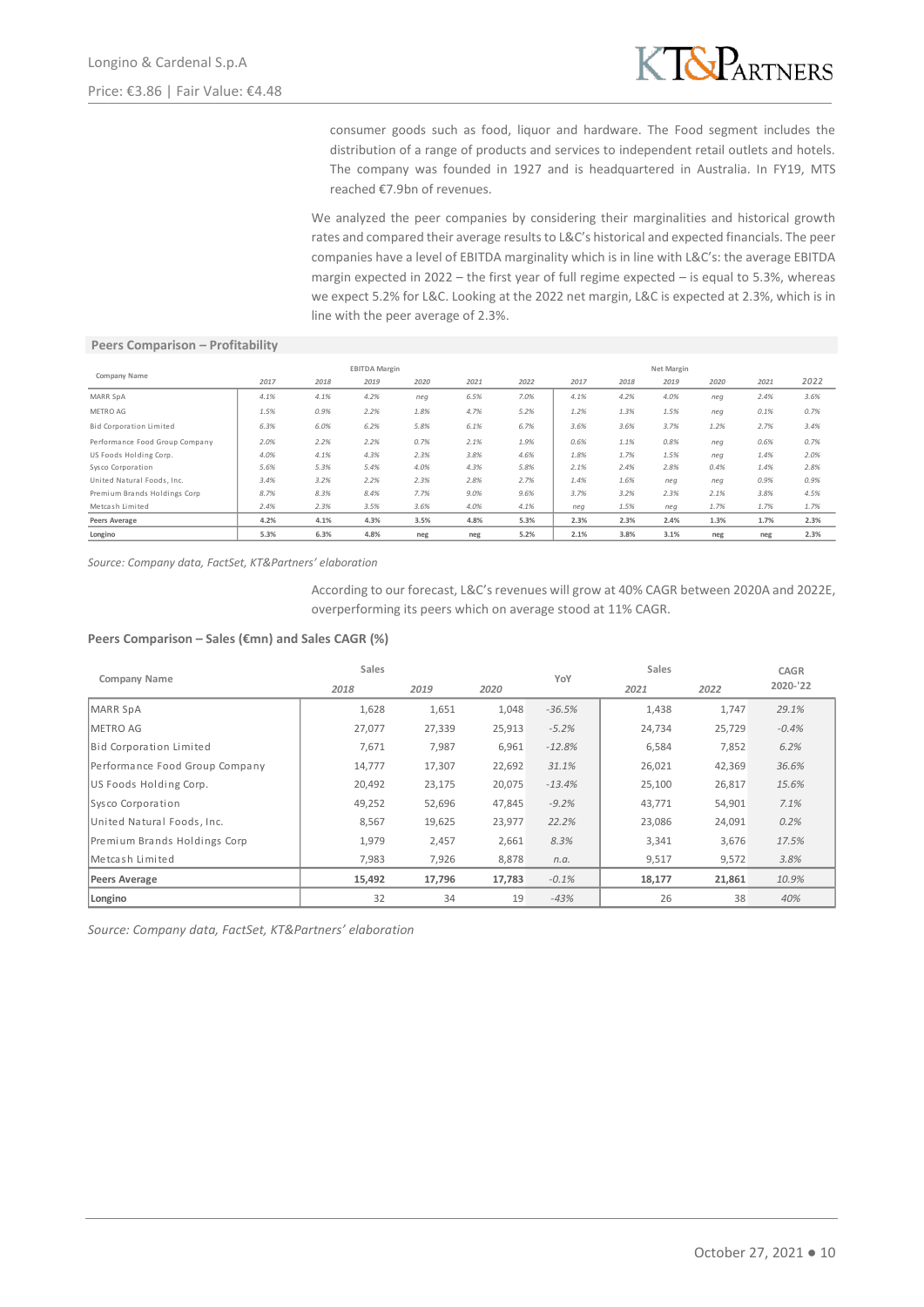consumer goods such as food, liquor and hardware. The Food segment includes the distribution of a range of products and services to independent retail outlets and hotels. The company was founded in 1927 and is headquartered in Australia. In FY19, MTS reached €7.9bn of revenues.

We analyzed the peer companies by considering their marginalities and historical growth rates and compared their average results to L&C's historical and expected financials. The peer companies have a level of EBITDA marginality which is in line with L&C's: the average EBITDA margin expected in 2022 – the first year of full regime expected – is equal to 5.3%, whereas we expect 5.2% for L&C. Looking at the 2022 net margin, L&C is expected at 2.3%, which is in line with the peer average of 2.3%.

**Peers Comparison – Profitability**

| Company Name | EBITDA Margin | | | | | | Net Margin | | | | | |
|---|---|---|---|---|---|---|---|---|---|---|---|---|
| | 2017 | 2018 | 2019 | 2020 | 2021 | 2022 | 2017 | 2018 | 2019 | 2020 | 2021 | 2022 |
| MARR SpA | 4.1% | 4.1% | 4.2% | neg | 6.5% | 7.0% | 4.1% | 4.2% | 4.0% | neg | 2.4% | 3.6% |
| METRO AG | 1.5% | 0.9% | 2.2% | 1.8% | 4.7% | 5.2% | 1.2% | 1.3% | 1.5% | neg | 0.1% | 0.7% |
| Bid Corporation Limited | 6.3% | 6.0% | 6.2% | 5.8% | 6.1% | 6.7% | 3.6% | 3.6% | 3.7% | 1.2% | 2.7% | 3.4% |
| Performance Food Group Company | 2.0% | 2.2% | 2.2% | 0.7% | 2.1% | 1.9% | 0.6% | 1.1% | 0.8% | neg | 0.6% | 0.7% |
| US Foods Holding Corp. | 4.0% | 4.1% | 4.3% | 2.3% | 3.8% | 4.6% | 1.8% | 1.7% | 1.5% | neg | 1.4% | 2.0% |
| Sysco Corporation | 5.6% | 5.3% | 5.4% | 4.0% | 4.3% | 5.8% | 2.1% | 2.4% | 2.8% | 0.4% | 1.4% | 2.8% |
| United Natural Foods, Inc. | 3.4% | 3.2% | 2.2% | 2.3% | 2.8% | 2.7% | 1.4% | 1.6% | neg | neg | 0.9% | 0.9% |
| Premium Brands Holdings Corp | 8.7% | 8.3% | 8.4% | 7.7% | 9.0% | 9.6% | 3.7% | 3.2% | 2.3% | 2.1% | 3.8% | 4.5% |
| Metcash Limited | 2.4% | 2.3% | 3.5% | 3.6% | 4.0% | 4.1% | neg | 1.5% | neg | 1.7% | 1.7% | 1.7% |
| **Peers Average** | **4.2%** | **4.1%** | **4.3%** | **3.5%** | **4.8%** | **5.3%** | **2.3%** | **2.3%** | **2.4%** | **1.3%** | **1.7%** | **2.3%** |
| **Longino** | **5.3%** | **6.3%** | **4.8%** | **neg** | **neg** | **5.2%** | **2.1%** | **3.8%** | **3.1%** | **neg** | **neg** | **2.3%** |

*Source: Company data, FactSet, KT&Partners' elaboration*

According to our forecast, L&C's revenues will grow at 40% CAGR between 2020A and 2022E, overperforming its peers which on average stood at 11% CAGR.

**Peers Comparison – Sales (€mn) and Sales CAGR (%)**

| Company Name | Sales | | | YoY | Sales | | CAGR |
|---|---|---|---|---|---|---|---|
| | 2018 | 2019 | 2020 | | 2021 | 2022 | 2020-'22 |
| MARR SpA | 1,628 | 1,651 | 1,048 | -36.5% | 1,438 | 1,747 | 29.1% |
| METRO AG | 27,077 | 27,339 | 25,913 | -5.2% | 24,734 | 25,729 | -0.4% |
| Bid Corporation Limited | 7,671 | 7,987 | 6,961 | -12.8% | 6,584 | 7,852 | 6.2% |
| Performance Food Group Company | 14,777 | 17,307 | 22,692 | 31.1% | 26,021 | 42,369 | 36.6% |
| US Foods Holding Corp. | 20,492 | 23,175 | 20,075 | -13.4% | 25,100 | 26,817 | 15.6% |
| Sysco Corporation | 49,252 | 52,696 | 47,845 | -9.2% | 43,771 | 54,901 | 7.1% |
| United Natural Foods, Inc. | 8,567 | 19,625 | 23,977 | 22.2% | 23,086 | 24,091 | 0.2% |
| Premium Brands Holdings Corp | 1,979 | 2,457 | 2,661 | 8.3% | 3,341 | 3,676 | 17.5% |
| Metcash Limited | 7,983 | 7,926 | 8,878 | n.a. | 9,517 | 9,572 | 3.8% |
| **Peers Average** | **15,492** | **17,796** | **17,783** | -0.1% | **18,177** | **21,861** | 10.9% |
| **Longino** | 32 | 34 | 19 | -43% | 26 | 38 | 40% |

*Source: Company data, FactSet, KT&Partners' elaboration*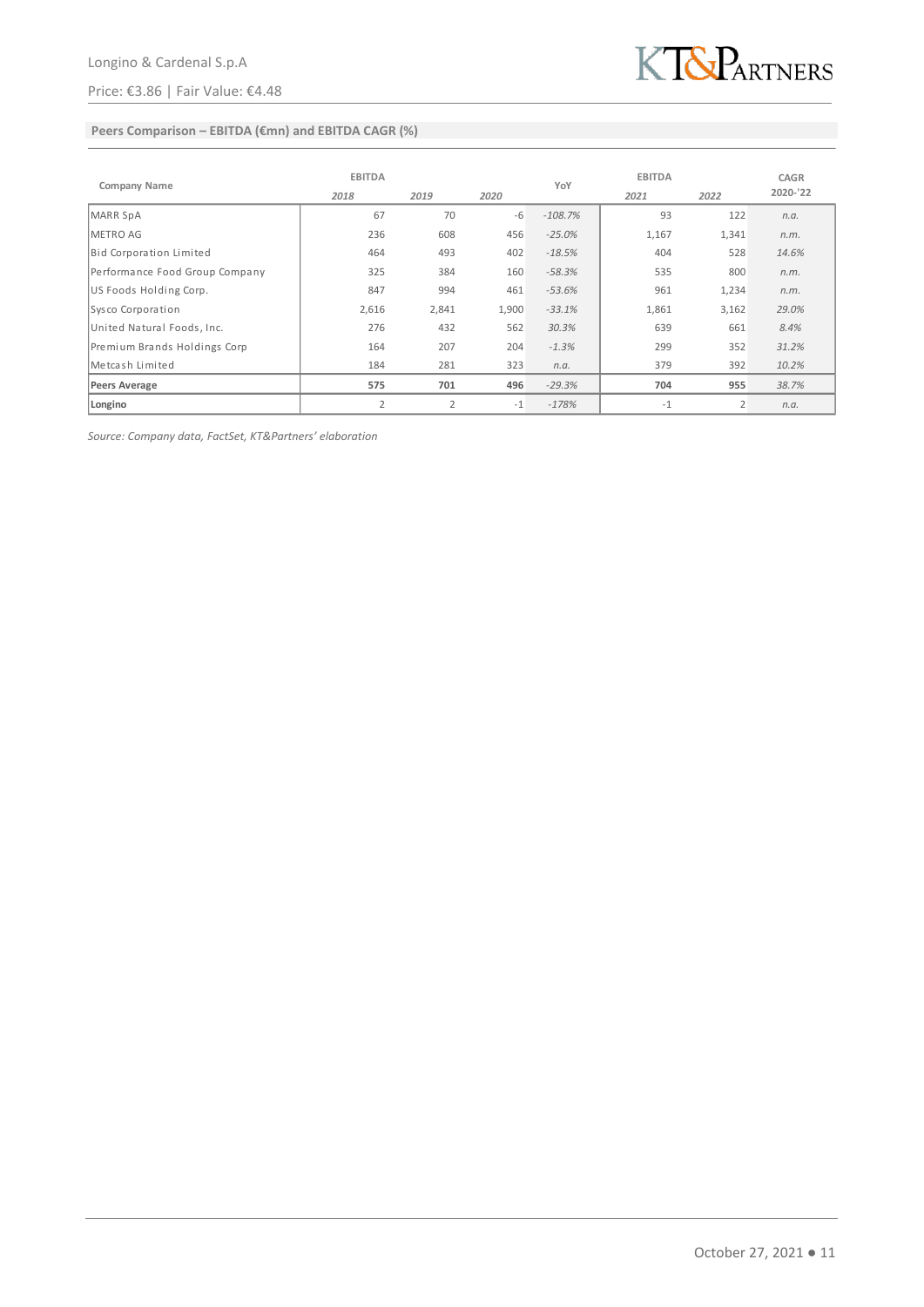## Peers Comparison – EBITDA (€mn) and EBITDA CAGR (%)

| Company Name | EBITDA | | | YoY | EBITDA | | CAGR |
|---|---|---|---|---|---|---|---|
| | 2018 | 2019 | 2020 | | 2021 | 2022 | 2020-'22 |
| MARR SpA | 67 | 70 | -6 | -108.7% | 93 | 122 | n.a. |
| METRO AG | 236 | 608 | 456 | -25.0% | 1,167 | 1,341 | n.m. |
| Bid Corporation Limited | 464 | 493 | 402 | -18.5% | 404 | 528 | 14.6% |
| Performance Food Group Company | 325 | 384 | 160 | -58.3% | 535 | 800 | n.m. |
| US Foods Holding Corp. | 847 | 994 | 461 | -53.6% | 961 | 1,234 | n.m. |
| Sysco Corporation | 2,616 | 2,841 | 1,900 | -33.1% | 1,861 | 3,162 | 29.0% |
| United Natural Foods, Inc. | 276 | 432 | 562 | 30.3% | 639 | 661 | 8.4% |
| Premium Brands Holdings Corp | 164 | 207 | 204 | -1.3% | 299 | 352 | 31.2% |
| Metcash Limited | 184 | 281 | 323 | n.a. | 379 | 392 | 10.2% |
| **Peers Average** | **575** | **701** | **496** | -29.3% | **704** | **955** | 38.7% |
| **Longino** | 2 | 2 | -1 | -178% | -1 | 2 | n.a. |

*Source: Company data, FactSet, KT&Partners' elaboration*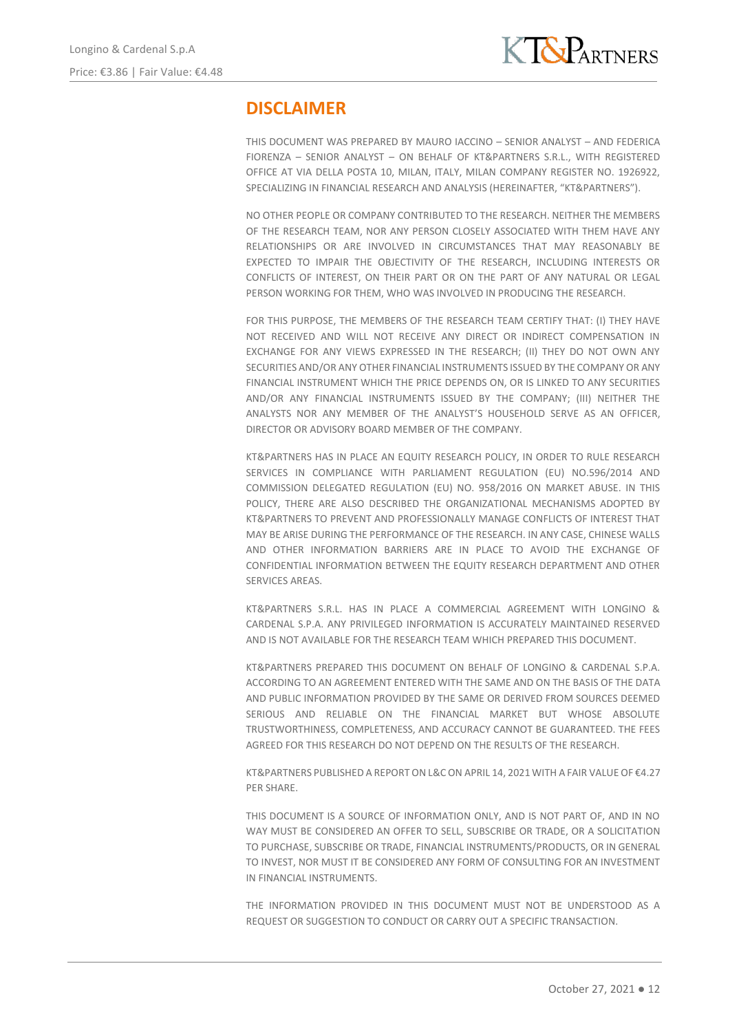# DISCLAIMER

THIS DOCUMENT WAS PREPARED BY MAURO IACCINO – SENIOR ANALYST – AND FEDERICA FIORENZA – SENIOR ANALYST – ON BEHALF OF KT&PARTNERS S.R.L., WITH REGISTERED OFFICE AT VIA DELLA POSTA 10, MILAN, ITALY, MILAN COMPANY REGISTER NO. 1926922, SPECIALIZING IN FINANCIAL RESEARCH AND ANALYSIS (HEREINAFTER, "KT&PARTNERS").

NO OTHER PEOPLE OR COMPANY CONTRIBUTED TO THE RESEARCH. NEITHER THE MEMBERS OF THE RESEARCH TEAM, NOR ANY PERSON CLOSELY ASSOCIATED WITH THEM HAVE ANY RELATIONSHIPS OR ARE INVOLVED IN CIRCUMSTANCES THAT MAY REASONABLY BE EXPECTED TO IMPAIR THE OBJECTIVITY OF THE RESEARCH, INCLUDING INTERESTS OR CONFLICTS OF INTEREST, ON THEIR PART OR ON THE PART OF ANY NATURAL OR LEGAL PERSON WORKING FOR THEM, WHO WAS INVOLVED IN PRODUCING THE RESEARCH.

FOR THIS PURPOSE, THE MEMBERS OF THE RESEARCH TEAM CERTIFY THAT: (I) THEY HAVE NOT RECEIVED AND WILL NOT RECEIVE ANY DIRECT OR INDIRECT COMPENSATION IN EXCHANGE FOR ANY VIEWS EXPRESSED IN THE RESEARCH; (II) THEY DO NOT OWN ANY SECURITIES AND/OR ANY OTHER FINANCIAL INSTRUMENTS ISSUED BY THE COMPANY OR ANY FINANCIAL INSTRUMENT WHICH THE PRICE DEPENDS ON, OR IS LINKED TO ANY SECURITIES AND/OR ANY FINANCIAL INSTRUMENTS ISSUED BY THE COMPANY; (III) NEITHER THE ANALYSTS NOR ANY MEMBER OF THE ANALYST'S HOUSEHOLD SERVE AS AN OFFICER, DIRECTOR OR ADVISORY BOARD MEMBER OF THE COMPANY.

KT&PARTNERS HAS IN PLACE AN EQUITY RESEARCH POLICY, IN ORDER TO RULE RESEARCH SERVICES IN COMPLIANCE WITH PARLIAMENT REGULATION (EU) NO.596/2014 AND COMMISSION DELEGATED REGULATION (EU) NO. 958/2016 ON MARKET ABUSE. IN THIS POLICY, THERE ARE ALSO DESCRIBED THE ORGANIZATIONAL MECHANISMS ADOPTED BY KT&PARTNERS TO PREVENT AND PROFESSIONALLY MANAGE CONFLICTS OF INTEREST THAT MAY BE ARISE DURING THE PERFORMANCE OF THE RESEARCH. IN ANY CASE, CHINESE WALLS AND OTHER INFORMATION BARRIERS ARE IN PLACE TO AVOID THE EXCHANGE OF CONFIDENTIAL INFORMATION BETWEEN THE EQUITY RESEARCH DEPARTMENT AND OTHER SERVICES AREAS.

KT&PARTNERS S.R.L. HAS IN PLACE A COMMERCIAL AGREEMENT WITH LONGINO & CARDENAL S.P.A. ANY PRIVILEGED INFORMATION IS ACCURATELY MAINTAINED RESERVED AND IS NOT AVAILABLE FOR THE RESEARCH TEAM WHICH PREPARED THIS DOCUMENT.

KT&PARTNERS PREPARED THIS DOCUMENT ON BEHALF OF LONGINO & CARDENAL S.P.A. ACCORDING TO AN AGREEMENT ENTERED WITH THE SAME AND ON THE BASIS OF THE DATA AND PUBLIC INFORMATION PROVIDED BY THE SAME OR DERIVED FROM SOURCES DEEMED SERIOUS AND RELIABLE ON THE FINANCIAL MARKET BUT WHOSE ABSOLUTE TRUSTWORTHINESS, COMPLETENESS, AND ACCURACY CANNOT BE GUARANTEED. THE FEES AGREED FOR THIS RESEARCH DO NOT DEPEND ON THE RESULTS OF THE RESEARCH.

KT&PARTNERS PUBLISHED A REPORT ON L&C ON APRIL 14, 2021 WITH A FAIR VALUE OF €4.27 PER SHARE.

THIS DOCUMENT IS A SOURCE OF INFORMATION ONLY, AND IS NOT PART OF, AND IN NO WAY MUST BE CONSIDERED AN OFFER TO SELL, SUBSCRIBE OR TRADE, OR A SOLICITATION TO PURCHASE, SUBSCRIBE OR TRADE, FINANCIAL INSTRUMENTS/PRODUCTS, OR IN GENERAL TO INVEST, NOR MUST IT BE CONSIDERED ANY FORM OF CONSULTING FOR AN INVESTMENT IN FINANCIAL INSTRUMENTS.

THE INFORMATION PROVIDED IN THIS DOCUMENT MUST NOT BE UNDERSTOOD AS A REQUEST OR SUGGESTION TO CONDUCT OR CARRY OUT A SPECIFIC TRANSACTION.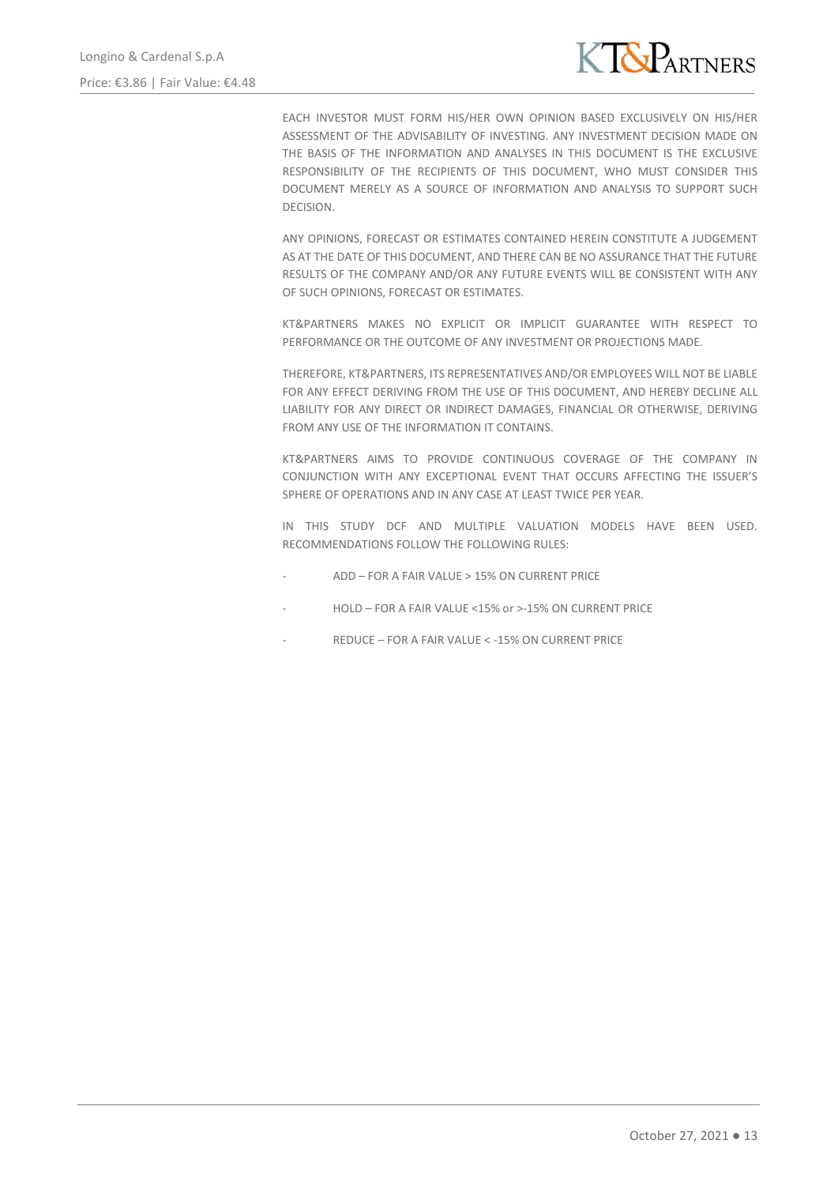EACH INVESTOR MUST FORM HIS/HER OWN OPINION BASED EXCLUSIVELY ON HIS/HER ASSESSMENT OF THE ADVISABILITY OF INVESTING. ANY INVESTMENT DECISION MADE ON THE BASIS OF THE INFORMATION AND ANALYSES IN THIS DOCUMENT IS THE EXCLUSIVE RESPONSIBILITY OF THE RECIPIENTS OF THIS DOCUMENT, WHO MUST CONSIDER THIS DOCUMENT MERELY AS A SOURCE OF INFORMATION AND ANALYSIS TO SUPPORT SUCH DECISION.

ANY OPINIONS, FORECAST OR ESTIMATES CONTAINED HEREIN CONSTITUTE A JUDGEMENT AS AT THE DATE OF THIS DOCUMENT, AND THERE CAN BE NO ASSURANCE THAT THE FUTURE RESULTS OF THE COMPANY AND/OR ANY FUTURE EVENTS WILL BE CONSISTENT WITH ANY OF SUCH OPINIONS, FORECAST OR ESTIMATES.

KT&PARTNERS MAKES NO EXPLICIT OR IMPLICIT GUARANTEE WITH RESPECT TO PERFORMANCE OR THE OUTCOME OF ANY INVESTMENT OR PROJECTIONS MADE.

THEREFORE, KT&PARTNERS, ITS REPRESENTATIVES AND/OR EMPLOYEES WILL NOT BE LIABLE FOR ANY EFFECT DERIVING FROM THE USE OF THIS DOCUMENT, AND HEREBY DECLINE ALL LIABILITY FOR ANY DIRECT OR INDIRECT DAMAGES, FINANCIAL OR OTHERWISE, DERIVING FROM ANY USE OF THE INFORMATION IT CONTAINS.

KT&PARTNERS AIMS TO PROVIDE CONTINUOUS COVERAGE OF THE COMPANY IN CONJUNCTION WITH ANY EXCEPTIONAL EVENT THAT OCCURS AFFECTING THE ISSUER'S SPHERE OF OPERATIONS AND IN ANY CASE AT LEAST TWICE PER YEAR.

IN THIS STUDY DCF AND MULTIPLE VALUATION MODELS HAVE BEEN USED. RECOMMENDATIONS FOLLOW THE FOLLOWING RULES:

- ADD – FOR A FAIR VALUE > 15% ON CURRENT PRICE
- HOLD – FOR A FAIR VALUE <15% or >-15% ON CURRENT PRICE
- REDUCE – FOR A FAIR VALUE < -15% ON CURRENT PRICE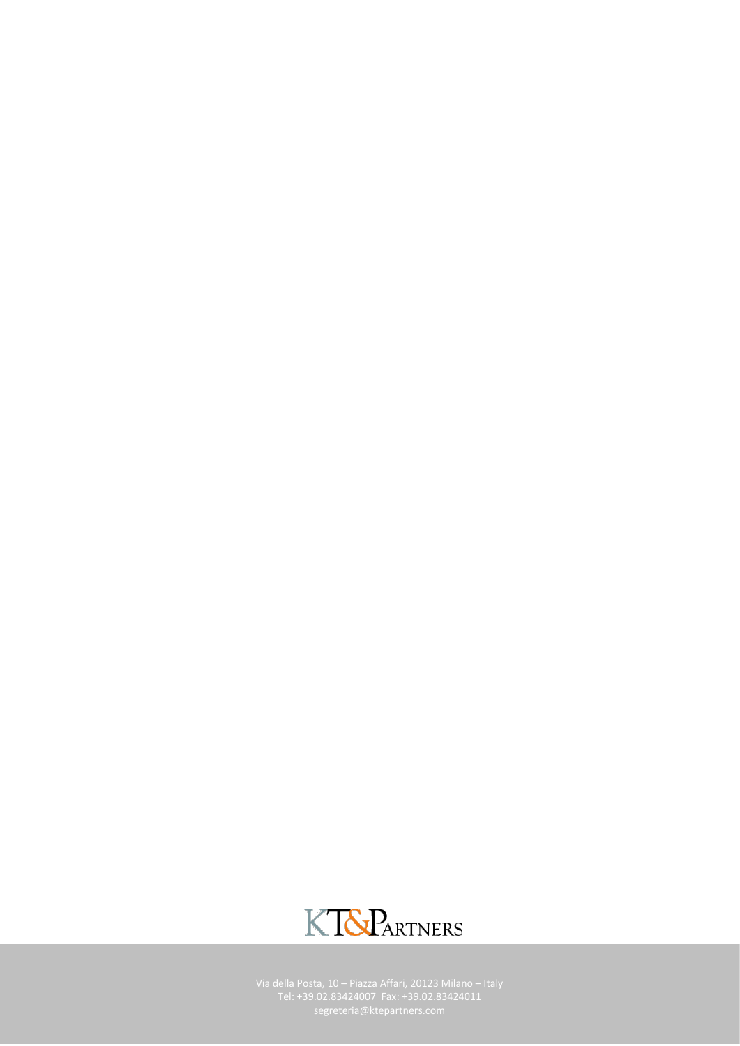KT&PARTNERS

Via della Posta, 10 – Piazza Affari, 20123 Milano – Italy
Tel: +39.02.83424007 Fax: +39.02.83424011
segreteria@ktepartners.com